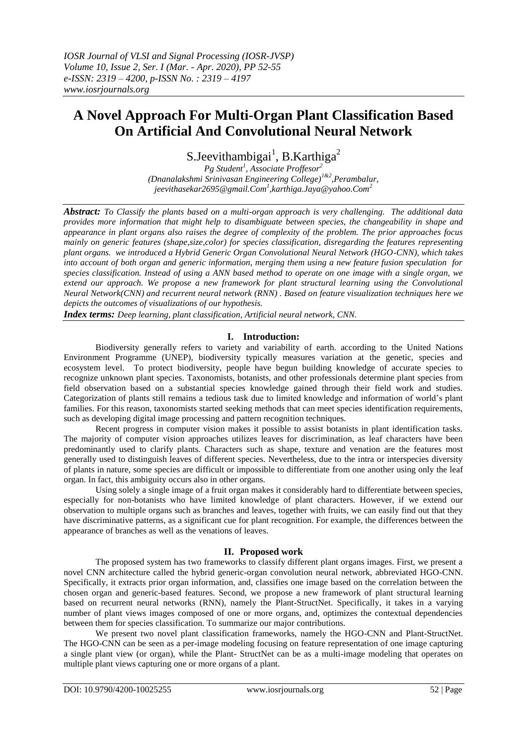# A Novel Approach For Multi-Organ Plant Classification Based On Artificial And Convolutional Neural Network

S.Jeevithambigai[1], B.Karthiga[2]

*Pg Student[1], Associate Proffesor[2]*
*(Dnanalakshmi Srinivasan Engineering College)[1&2],Perambalur,*
*jeevithasekar2695@gmail.Com[1],karthiga.Jaya@yahoo.Com[2]*

***Abstract:*** *To Classify the plants based on a multi-organ approach is very challenging. The additional data provides more information that might help to disambiguate between species, the changeability in shape and appearance in plant organs also raises the degree of complexity of the problem. The prior approaches focus mainly on generic features (shape,size,color) for species classification, disregarding the features representing plant organs. we introduced a Hybrid Generic Organ Convolutional Neural Network (HGO-CNN), which takes into account of both organ and generic information, merging them using a new feature fusion speculation for species classification. Instead of using a ANN based method to operate on one image with a single organ, we extend our approach. We propose a new framework for plant structural learning using the Convolutional Neural Network(CNN) and recurrent neural network (RNN) . Based on feature visualization techniques here we depicts the outcomes of visualizations of our hypothesis.*

***Index terms:*** *Deep learning, plant classification, Artificial neural network, CNN.*

## I. Introduction:

Biodiversity generally refers to variety and variability of earth. according to the United Nations Environment Programme (UNEP), biodiversity typically measures variation at the genetic, species and ecosystem level. To protect biodiversity, people have begun building knowledge of accurate species to recognize unknown plant species. Taxonomists, botanists, and other professionals determine plant species from field observation based on a substantial species knowledge gained through their field work and studies. Categorization of plants still remains a tedious task due to limited knowledge and information of world's plant families. For this reason, taxonomists started seeking methods that can meet species identification requirements, such as developing digital image processing and pattern recognition techniques.

Recent progress in computer vision makes it possible to assist botanists in plant identification tasks. The majority of computer vision approaches utilizes leaves for discrimination, as leaf characters have been predominantly used to clarify plants. Characters such as shape, texture and venation are the features most generally used to distinguish leaves of different species. Nevertheless, due to the intra or interspecies diversity of plants in nature, some species are difficult or impossible to differentiate from one another using only the leaf organ. In fact, this ambiguity occurs also in other organs.

Using solely a single image of a fruit organ makes it considerably hard to differentiate between species, especially for non-botanists who have limited knowledge of plant characters. However, if we extend our observation to multiple organs such as branches and leaves, together with fruits, we can easily find out that they have discriminative patterns, as a significant cue for plant recognition. For example, the differences between the appearance of branches as well as the venations of leaves.

## II. Proposed work

The proposed system has two frameworks to classify different plant organs images. First, we present a novel CNN architecture called the hybrid generic-organ convolution neural network, abbreviated HGO-CNN. Specifically, it extracts prior organ information, and, classifies one image based on the correlation between the chosen organ and generic-based features. Second, we propose a new framework of plant structural learning based on recurrent neural networks (RNN), namely the Plant-StructNet. Specifically, it takes in a varying number of plant views images composed of one or more organs, and, optimizes the contextual dependencies between them for species classification. To summarize our major contributions.

We present two novel plant classification frameworks, namely the HGO-CNN and Plant-StructNet. The HGO-CNN can be seen as a per-image modeling focusing on feature representation of one image capturing a single plant view (or organ), while the Plant- StructNet can be as a multi-image modeling that operates on multiple plant views capturing one or more organs of a plant.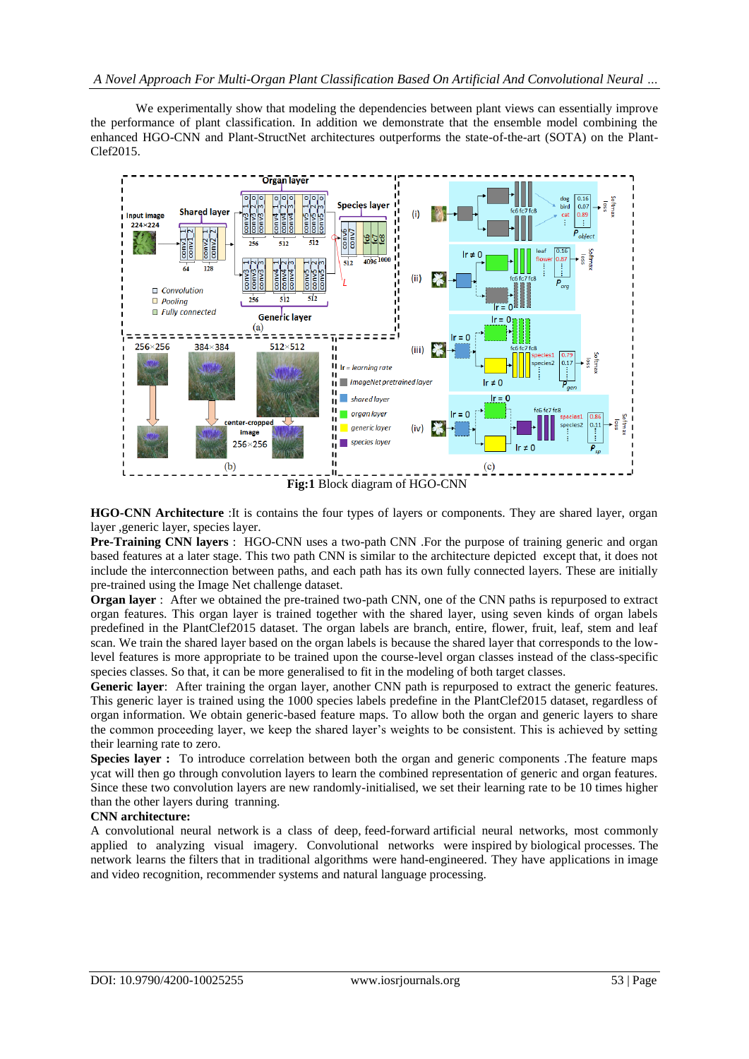We experimentally show that modeling the dependencies between plant views can essentially improve the performance of plant classification. In addition we demonstrate that the ensemble model combining the enhanced HGO-CNN and Plant-StructNet architectures outperforms the state-of-the-art (SOTA) on the Plant-Clef2015.

**Fig:1** Block diagram of HGO-CNN

**HGO-CNN Architecture** :It is contains the four types of layers or components. They are shared layer, organ layer ,generic layer, species layer.

**Pre-Training CNN layers** : HGO-CNN uses a two-path CNN .For the purpose of training generic and organ based features at a later stage. This two path CNN is similar to the architecture depicted except that, it does not include the interconnection between paths, and each path has its own fully connected layers. These are initially pre-trained using the Image Net challenge dataset.

**Organ layer** : After we obtained the pre-trained two-path CNN, one of the CNN paths is repurposed to extract organ features. This organ layer is trained together with the shared layer, using seven kinds of organ labels predefined in the PlantClef2015 dataset. The organ labels are branch, entire, flower, fruit, leaf, stem and leaf scan. We train the shared layer based on the organ labels is because the shared layer that corresponds to the low-level features is more appropriate to be trained upon the course-level organ classes instead of the class-specific species classes. So that, it can be more generalised to fit in the modeling of both target classes.

**Generic layer**: After training the organ layer, another CNN path is repurposed to extract the generic features. This generic layer is trained using the 1000 species labels predefine in the PlantClef2015 dataset, regardless of organ information. We obtain generic-based feature maps. To allow both the organ and generic layers to share the common proceeding layer, we keep the shared layer's weights to be consistent. This is achieved by setting their learning rate to zero.

**Species layer :** To introduce correlation between both the organ and generic components .The feature maps ycat will then go through convolution layers to learn the combined representation of generic and organ features. Since these two convolution layers are new randomly-initialised, we set their learning rate to be 10 times higher than the other layers during tranning.

**CNN architecture:**

A convolutional neural network is a class of deep, feed-forward artificial neural networks, most commonly applied to analyzing visual imagery. Convolutional networks were inspired by biological processes. The network learns the filters that in traditional algorithms were hand-engineered. They have applications in image and video recognition, recommender systems and natural language processing.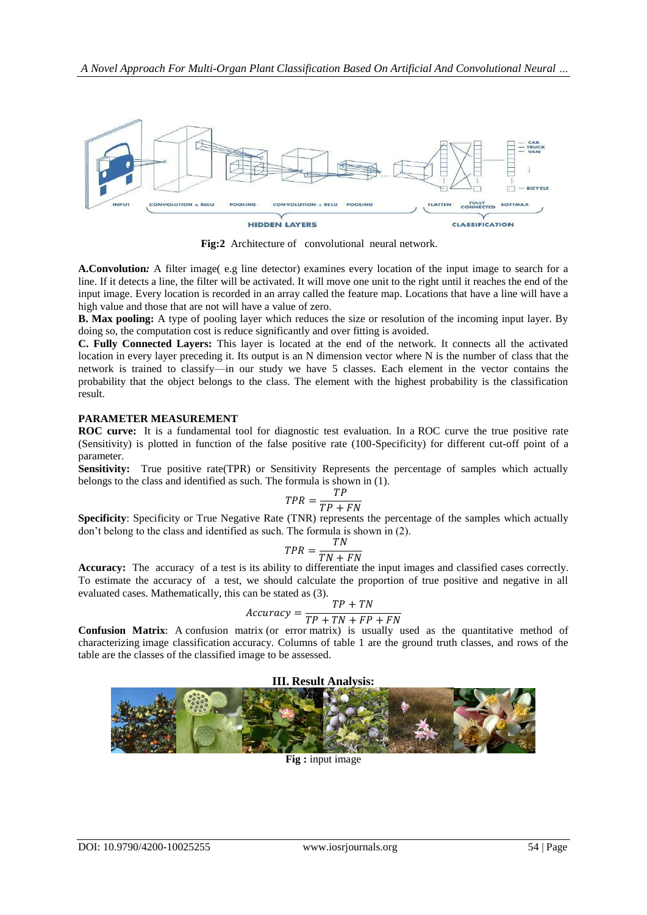Fig:2 Architecture of convolutional neural network.

**A.Convolution***:* A filter image( e.g line detector) examines every location of the input image to search for a line. If it detects a line, the filter will be activated. It will move one unit to the right until it reaches the end of the input image. Every location is recorded in an array called the feature map. Locations that have a line will have a high value and those that are not will have a value of zero.

**B. Max pooling:** A type of pooling layer which reduces the size or resolution of the incoming input layer. By doing so, the computation cost is reduce significantly and over fitting is avoided.

**C. Fully Connected Layers:** This layer is located at the end of the network. It connects all the activated location in every layer preceding it. Its output is an N dimension vector where N is the number of class that the network is trained to classify—in our study we have 5 classes. Each element in the vector contains the probability that the object belongs to the class. The element with the highest probability is the classification result.

**PARAMETER MEASUREMENT**

**ROC curve:** It is a fundamental tool for diagnostic test evaluation. In a ROC curve the true positive rate (Sensitivity) is plotted in function of the false positive rate (100-Specificity) for different cut-off point of a parameter.

**Sensitivity:** True positive rate(TPR) or Sensitivity Represents the percentage of samples which actually belongs to the class and identified as such. The formula is shown in (1).

$$TPR = \frac{TP}{TP + FN}$$

**Specificity**: Specificity or True Negative Rate (TNR) represents the percentage of the samples which actually don't belong to the class and identified as such. The formula is shown in (2).

$$TPR = \frac{TN}{TN + FN}$$

**Accuracy:** The accuracy of a test is its ability to differentiate the input images and classified cases correctly. To estimate the accuracy of a test, we should calculate the proportion of true positive and negative in all evaluated cases. Mathematically, this can be stated as (3).

$$Accuracy = \frac{TP + TN}{TP + TN + FP + FN}$$

**Confusion Matrix**: A confusion matrix (or error matrix) is usually used as the quantitative method of characterizing image classification accuracy. Columns of table 1 are the ground truth classes, and rows of the table are the classes of the classified image to be assessed.

## III. Result Analysis:

**Fig :** input image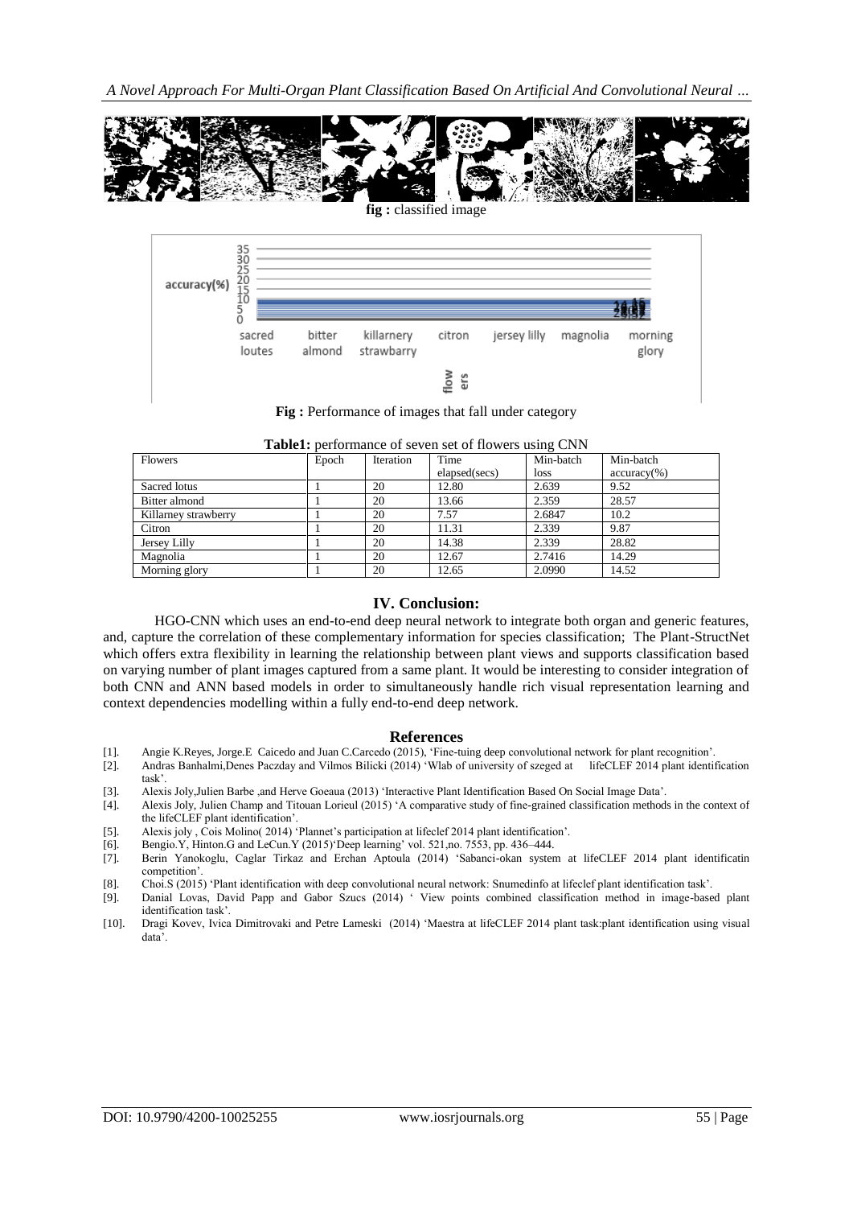**fig :** classified image

accuracy(%)
35
30
25
20
15
10
5
0

sacred loutes
bitter almond
killarnery strawbarry
citron
jersey lilly
magnolia
morning glory

flowers

**Fig :** Performance of images that fall under category

**Table1:** performance of seven set of flowers using CNN

| Flowers | Epoch | Iteration | Time elapsed(secs) | Min-batch loss | Min-batch accuracy(%) |
|---|---|---|---|---|---|
| Sacred lotus | 1 | 20 | 12.80 | 2.639 | 9.52 |
| Bitter almond | 1 | 20 | 13.66 | 2.359 | 28.57 |
| Killarney strawberry | 1 | 20 | 7.57 | 2.6847 | 10.2 |
| Citron | 1 | 20 | 11.31 | 2.339 | 9.87 |
| Jersey Lilly | 1 | 20 | 14.38 | 2.339 | 28.82 |
| Magnolia | 1 | 20 | 12.67 | 2.7416 | 14.29 |
| Morning glory | 1 | 20 | 12.65 | 2.0990 | 14.52 |

## IV. Conclusion:

HGO-CNN which uses an end-to-end deep neural network to integrate both organ and generic features, and, capture the correlation of these complementary information for species classification; The Plant-StructNet which offers extra flexibility in learning the relationship between plant views and supports classification based on varying number of plant images captured from a same plant. It would be interesting to consider integration of both CNN and ANN based models in order to simultaneously handle rich visual representation learning and context dependencies modelling within a fully end-to-end deep network.

## References

[1]. Angie K.Reyes, Jorge.E Caicedo and Juan C.Carcedo (2015), 'Fine-tuing deep convolutional network for plant recognition'.

[2]. Andras Banhalmi,Denes Paczday and Vilmos Bilicki (2014) 'Wlab of university of szeged at lifeCLEF 2014 plant identification task'.

[3]. Alexis Joly,Julien Barbe ,and Herve Goeaua (2013) 'Interactive Plant Identification Based On Social Image Data'.

[4]. Alexis Joly, Julien Champ and Titouan Lorieul (2015) 'A comparative study of fine-grained classification methods in the context of the lifeCLEF plant identification'.

[5]. Alexis joly , Cois Molino( 2014) 'Plannet's participation at lifeclef 2014 plant identification'.

[6]. Bengio.Y, Hinton.G and LeCun.Y (2015)'Deep learning' vol. 521,no. 7553, pp. 436–444.

[7]. Berin Yanokoglu, Caglar Tirkaz and Erchan Aptoula (2014) 'Sabanci-okan system at lifeCLEF 2014 plant identificatin competition'.

[8]. Choi.S (2015) 'Plant identification with deep convolutional neural network: Snumedinfo at lifeclef plant identification task'.

[9]. Danial Lovas, David Papp and Gabor Szucs (2014) ' View points combined classification method in image-based plant identification task'.

[10]. Dragi Kovev, Ivica Dimitrovaki and Petre Lameski (2014) 'Maestra at lifeCLEF 2014 plant task:plant identification using visual data'.